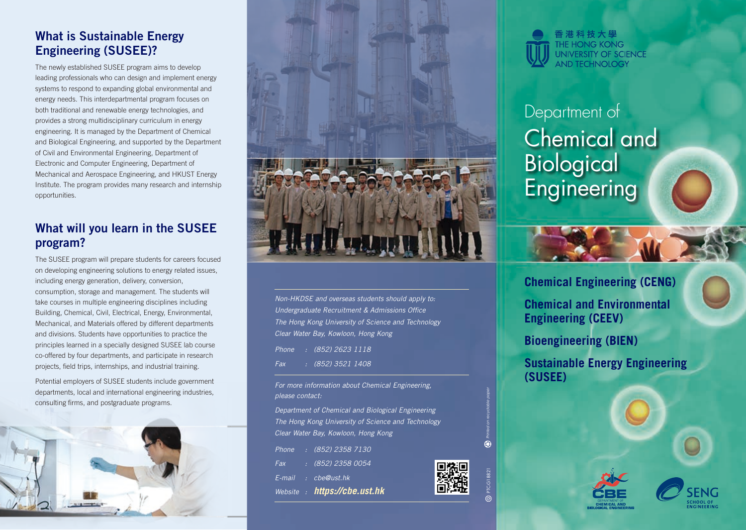## What is Sustainable Energy Engineering (SUSEE)?

The newly established SUSEE program aims to develop leading professionals who can design and implement energy systems to respond to expanding global environmental and energy needs. This interdepartmental program focuses on both traditional and renewable energy technologies, and provides a strong multidisciplinary curriculum in energy engineering. It is managed by the Department of Chemical and Biological Engineering, and supported by the Department of Civil and Environmental Engineering, Department of Electronic and Computer Engineering, Department of Mechanical and Aerospace Engineering, and HKUST Energy Institute. The program provides many research and internship opportunities.

## What will you learn in the SUSEE program?

The SUSEE program will prepare students for careers focused on developing engineering solutions to energy related issues, including energy generation, delivery, conversion, consumption, storage and management. The students will take courses in multiple engineering disciplines including Building, Chemical, Civil, Electrical, Energy, Environmental, Mechanical, and Materials offered by different departments and divisions. Students have opportunities to practice the principles learned in a specially designed SUSEE lab course co-offered by four departments, and participate in research projects, field trips, internships, and industrial training.

Potential employers of SUSEE students include government departments, local and international engineering industries, consulting firms, and postgraduate programs.

*Non-HKDSE and overseas students should apply to:*
*Undergraduate Recruitment & Admissions Office*
*The Hong Kong University of Science and Technology*
*Clear Water Bay, Kowloon, Hong Kong*

*Phone : (852) 2623 1118*
*Fax : (852) 3521 1408*

*For more information about Chemical Engineering, please contact:*

*Department of Chemical and Biological Engineering*
*The Hong Kong University of Science and Technology*
*Clear Water Bay, Kowloon, Hong Kong*

*Phone : (852) 2358 7130*
*Fax : (852) 2358 0054*
*E-mail : cbe@ust.hk*
*Website : **https://cbe.ust.hk***

*Printed on recyclable paper*

PTCG18821

香港科技大學
THE HONG KONG UNIVERSITY OF SCIENCE AND TECHNOLOGY

# Department of Chemical and Biological Engineering

**Chemical Engineering (CENG)**

**Chemical and Environmental Engineering (CEEV)**

**Bioengineering (BIEN)**

**Sustainable Energy Engineering (SUSEE)**

CBE DEPARTMENT OF CHEMICAL AND BIOLOGICAL ENGINEERING

SENG SCHOOL OF ENGINEERING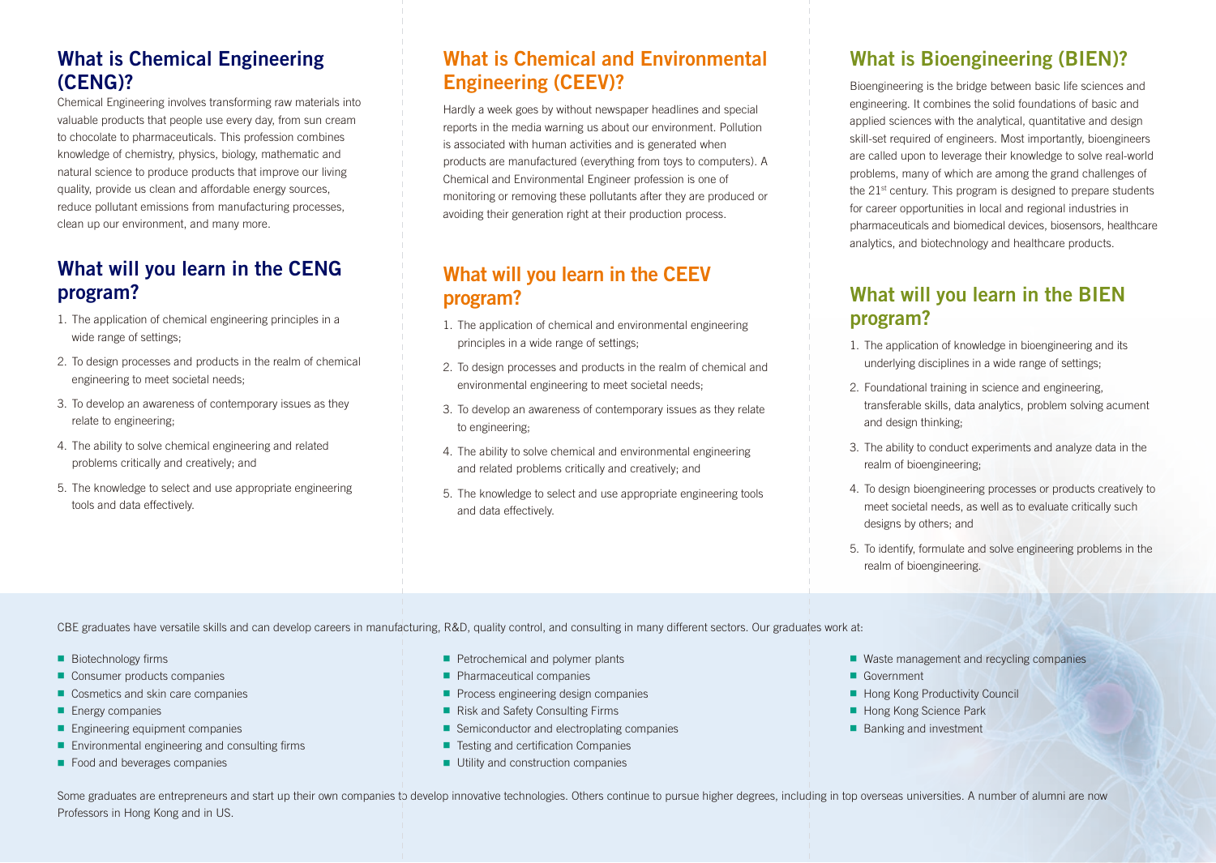## What is Chemical Engineering (CENG)?

Chemical Engineering involves transforming raw materials into valuable products that people use every day, from sun cream to chocolate to pharmaceuticals. This profession combines knowledge of chemistry, physics, biology, mathematic and natural science to produce products that improve our living quality, provide us clean and affordable energy sources, reduce pollutant emissions from manufacturing processes, clean up our environment, and many more.

## What will you learn in the CENG program?

1. The application of chemical engineering principles in a wide range of settings;
2. To design processes and products in the realm of chemical engineering to meet societal needs;
3. To develop an awareness of contemporary issues as they relate to engineering;
4. The ability to solve chemical engineering and related problems critically and creatively; and
5. The knowledge to select and use appropriate engineering tools and data effectively.

## What is Chemical and Environmental Engineering (CEEV)?

Hardly a week goes by without newspaper headlines and special reports in the media warning us about our environment. Pollution is associated with human activities and is generated when products are manufactured (everything from toys to computers). A Chemical and Environmental Engineer profession is one of monitoring or removing these pollutants after they are produced or avoiding their generation right at their production process.

## What will you learn in the CEEV program?

1. The application of chemical and environmental engineering principles in a wide range of settings;
2. To design processes and products in the realm of chemical and environmental engineering to meet societal needs;
3. To develop an awareness of contemporary issues as they relate to engineering;
4. The ability to solve chemical and environmental engineering and related problems critically and creatively; and
5. The knowledge to select and use appropriate engineering tools and data effectively.

## What is Bioengineering (BIEN)?

Bioengineering is the bridge between basic life sciences and engineering. It combines the solid foundations of basic and applied sciences with the analytical, quantitative and design skill-set required of engineers. Most importantly, bioengineers are called upon to leverage their knowledge to solve real-world problems, many of which are among the grand challenges of the 21st century. This program is designed to prepare students for career opportunities in local and regional industries in pharmaceuticals and biomedical devices, biosensors, healthcare analytics, and biotechnology and healthcare products.

## What will you learn in the BIEN program?

1. The application of knowledge in bioengineering and its underlying disciplines in a wide range of settings;
2. Foundational training in science and engineering, transferable skills, data analytics, problem solving acument and design thinking;
3. The ability to conduct experiments and analyze data in the realm of bioengineering;
4. To design bioengineering processes or products creatively to meet societal needs, as well as to evaluate critically such designs by others; and
5. To identify, formulate and solve engineering problems in the realm of bioengineering.

CBE graduates have versatile skills and can develop careers in manufacturing, R&D, quality control, and consulting in many different sectors. Our graduates work at:

- Biotechnology firms
- Consumer products companies
- Cosmetics and skin care companies
- Energy companies
- Engineering equipment companies
- Environmental engineering and consulting firms
- Food and beverages companies
- Petrochemical and polymer plants
- Pharmaceutical companies
- Process engineering design companies
- Risk and Safety Consulting Firms
- Semiconductor and electroplating companies
- Testing and certification Companies
- Utility and construction companies
- Waste management and recycling companies
- Government
- Hong Kong Productivity Council
- Hong Kong Science Park
- Banking and investment

Some graduates are entrepreneurs and start up their own companies to develop innovative technologies. Others continue to pursue higher degrees, including in top overseas universities. A number of alumni are now Professors in Hong Kong and in US.